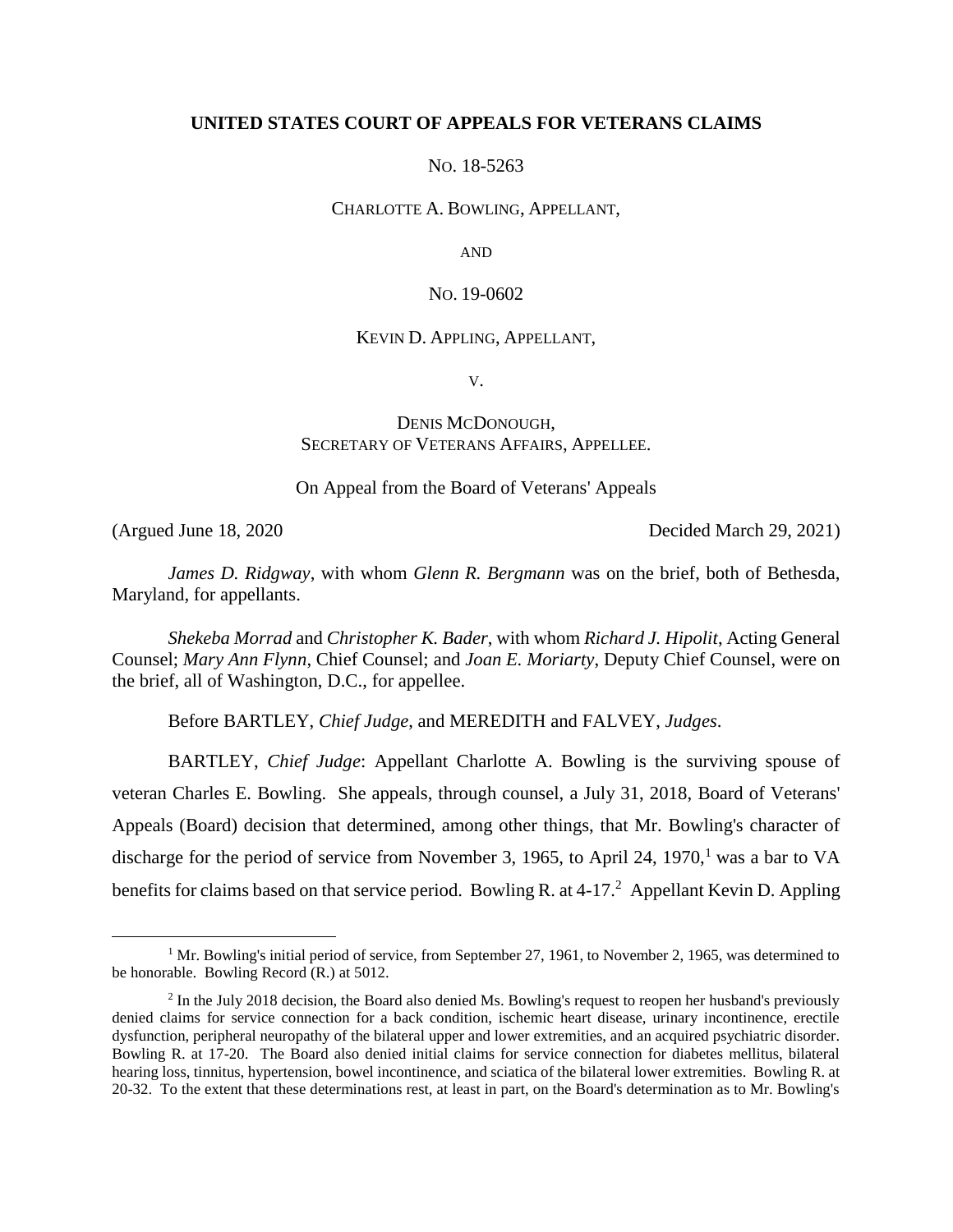**UNITED STATES COURT OF APPEALS FOR VETERANS CLAIMS**

NO. 18-5263

CHARLOTTE A. BOWLING, APPELLANT,

AND

NO. 19-0602

KEVIN D. APPLING, APPELLANT,

V.

DENIS MCDONOUGH,
SECRETARY OF VETERANS AFFAIRS, APPELLEE.

On Appeal from the Board of Veterans' Appeals

(Argued June 18, 2020 Decided March 29, 2021)

*James D. Ridgway*, with whom *Glenn R. Bergmann* was on the brief, both of Bethesda, Maryland, for appellants.

*Shekeba Morrad* and *Christopher K. Bader*, with whom *Richard J. Hipolit*, Acting General Counsel; *Mary Ann Flynn*, Chief Counsel; and *Joan E. Moriarty*, Deputy Chief Counsel, were on the brief, all of Washington, D.C., for appellee.

Before BARTLEY, *Chief Judge*, and MEREDITH and FALVEY, *Judges*.

BARTLEY, *Chief Judge*: Appellant Charlotte A. Bowling is the surviving spouse of veteran Charles E. Bowling. She appeals, through counsel, a July 31, 2018, Board of Veterans' Appeals (Board) decision that determined, among other things, that Mr. Bowling's character of discharge for the period of service from November 3, 1965, to April 24, 1970,[1] was a bar to VA benefits for claims based on that service period. Bowling R. at 4-17.[2] Appellant Kevin D. Appling

[1] Mr. Bowling's initial period of service, from September 27, 1961, to November 2, 1965, was determined to be honorable. Bowling Record (R.) at 5012.

[2] In the July 2018 decision, the Board also denied Ms. Bowling's request to reopen her husband's previously denied claims for service connection for a back condition, ischemic heart disease, urinary incontinence, erectile dysfunction, peripheral neuropathy of the bilateral upper and lower extremities, and an acquired psychiatric disorder. Bowling R. at 17-20. The Board also denied initial claims for service connection for diabetes mellitus, bilateral hearing loss, tinnitus, hypertension, bowel incontinence, and sciatica of the bilateral lower extremities. Bowling R. at 20-32. To the extent that these determinations rest, at least in part, on the Board's determination as to Mr. Bowling's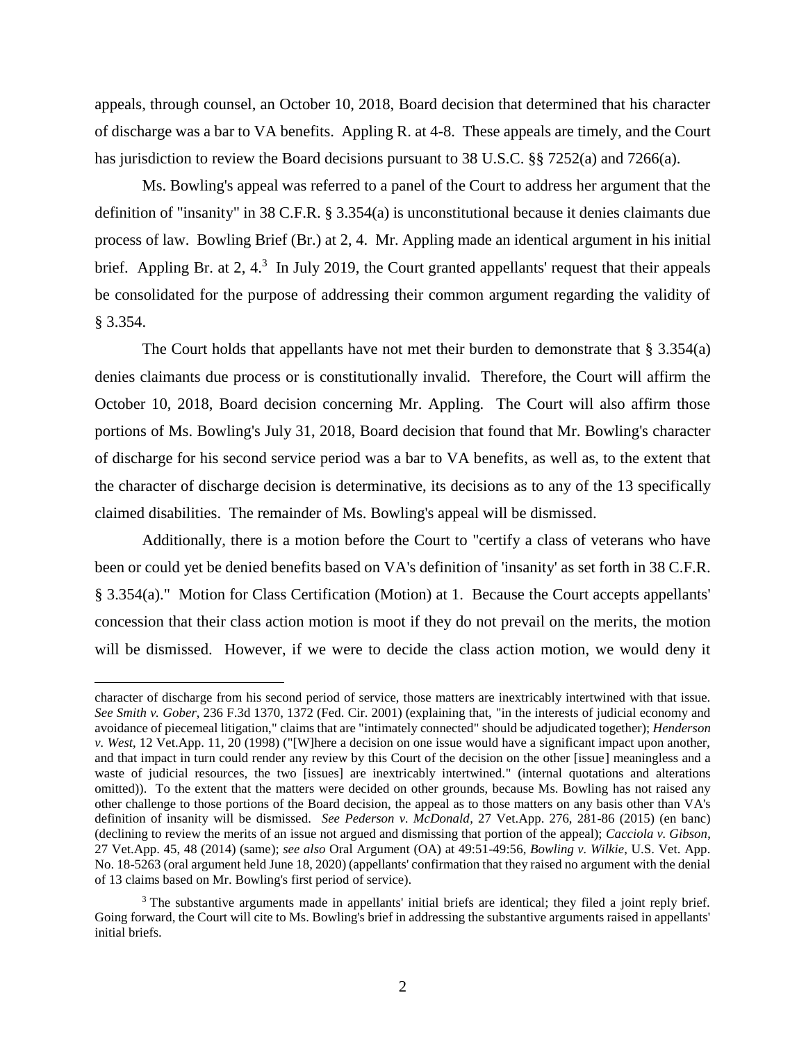appeals, through counsel, an October 10, 2018, Board decision that determined that his character of discharge was a bar to VA benefits. Appling R. at 4-8. These appeals are timely, and the Court has jurisdiction to review the Board decisions pursuant to 38 U.S.C. §§ 7252(a) and 7266(a).

Ms. Bowling's appeal was referred to a panel of the Court to address her argument that the definition of "insanity" in 38 C.F.R. § 3.354(a) is unconstitutional because it denies claimants due process of law. Bowling Brief (Br.) at 2, 4. Mr. Appling made an identical argument in his initial brief. Appling Br. at 2, 4.[3] In July 2019, the Court granted appellants' request that their appeals be consolidated for the purpose of addressing their common argument regarding the validity of § 3.354.

The Court holds that appellants have not met their burden to demonstrate that § 3.354(a) denies claimants due process or is constitutionally invalid. Therefore, the Court will affirm the October 10, 2018, Board decision concerning Mr. Appling. The Court will also affirm those portions of Ms. Bowling's July 31, 2018, Board decision that found that Mr. Bowling's character of discharge for his second service period was a bar to VA benefits, as well as, to the extent that the character of discharge decision is determinative, its decisions as to any of the 13 specifically claimed disabilities. The remainder of Ms. Bowling's appeal will be dismissed.

Additionally, there is a motion before the Court to "certify a class of veterans who have been or could yet be denied benefits based on VA's definition of 'insanity' as set forth in 38 C.F.R. § 3.354(a)." Motion for Class Certification (Motion) at 1. Because the Court accepts appellants' concession that their class action motion is moot if they do not prevail on the merits, the motion will be dismissed. However, if we were to decide the class action motion, we would deny it

---

character of discharge from his second period of service, those matters are inextricably intertwined with that issue. *See Smith v. Gober*, 236 F.3d 1370, 1372 (Fed. Cir. 2001) (explaining that, "in the interests of judicial economy and avoidance of piecemeal litigation," claims that are "intimately connected" should be adjudicated together); *Henderson v. West*, 12 Vet.App. 11, 20 (1998) ("[W]here a decision on one issue would have a significant impact upon another, and that impact in turn could render any review by this Court of the decision on the other [issue] meaningless and a waste of judicial resources, the two [issues] are inextricably intertwined." (internal quotations and alterations omitted)). To the extent that the matters were decided on other grounds, because Ms. Bowling has not raised any other challenge to those portions of the Board decision, the appeal as to those matters on any basis other than VA's definition of insanity will be dismissed. *See Pederson v. McDonald*, 27 Vet.App. 276, 281-86 (2015) (en banc) (declining to review the merits of an issue not argued and dismissing that portion of the appeal); *Cacciola v. Gibson*, 27 Vet.App. 45, 48 (2014) (same); *see also* Oral Argument (OA) at 49:51-49:56, *Bowling v. Wilkie*, U.S. Vet. App. No. 18-5263 (oral argument held June 18, 2020) (appellants' confirmation that they raised no argument with the denial of 13 claims based on Mr. Bowling's first period of service).

[3] The substantive arguments made in appellants' initial briefs are identical; they filed a joint reply brief. Going forward, the Court will cite to Ms. Bowling's brief in addressing the substantive arguments raised in appellants' initial briefs.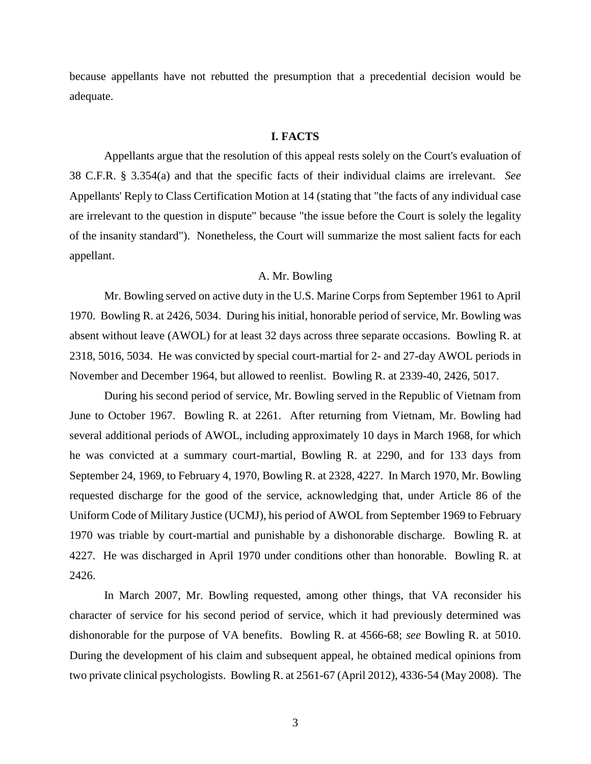because appellants have not rebutted the presumption that a precedential decision would be adequate.

## I. FACTS

Appellants argue that the resolution of this appeal rests solely on the Court's evaluation of 38 C.F.R. § 3.354(a) and that the specific facts of their individual claims are irrelevant. *See* Appellants' Reply to Class Certification Motion at 14 (stating that "the facts of any individual case are irrelevant to the question in dispute" because "the issue before the Court is solely the legality of the insanity standard"). Nonetheless, the Court will summarize the most salient facts for each appellant.

### A. Mr. Bowling

Mr. Bowling served on active duty in the U.S. Marine Corps from September 1961 to April 1970. Bowling R. at 2426, 5034. During his initial, honorable period of service, Mr. Bowling was absent without leave (AWOL) for at least 32 days across three separate occasions. Bowling R. at 2318, 5016, 5034. He was convicted by special court-martial for 2- and 27-day AWOL periods in November and December 1964, but allowed to reenlist. Bowling R. at 2339-40, 2426, 5017.

During his second period of service, Mr. Bowling served in the Republic of Vietnam from June to October 1967. Bowling R. at 2261. After returning from Vietnam, Mr. Bowling had several additional periods of AWOL, including approximately 10 days in March 1968, for which he was convicted at a summary court-martial, Bowling R. at 2290, and for 133 days from September 24, 1969, to February 4, 1970, Bowling R. at 2328, 4227. In March 1970, Mr. Bowling requested discharge for the good of the service, acknowledging that, under Article 86 of the Uniform Code of Military Justice (UCMJ), his period of AWOL from September 1969 to February 1970 was triable by court-martial and punishable by a dishonorable discharge. Bowling R. at 4227. He was discharged in April 1970 under conditions other than honorable. Bowling R. at 2426.

In March 2007, Mr. Bowling requested, among other things, that VA reconsider his character of service for his second period of service, which it had previously determined was dishonorable for the purpose of VA benefits. Bowling R. at 4566-68; *see* Bowling R. at 5010. During the development of his claim and subsequent appeal, he obtained medical opinions from two private clinical psychologists. Bowling R. at 2561-67 (April 2012), 4336-54 (May 2008). The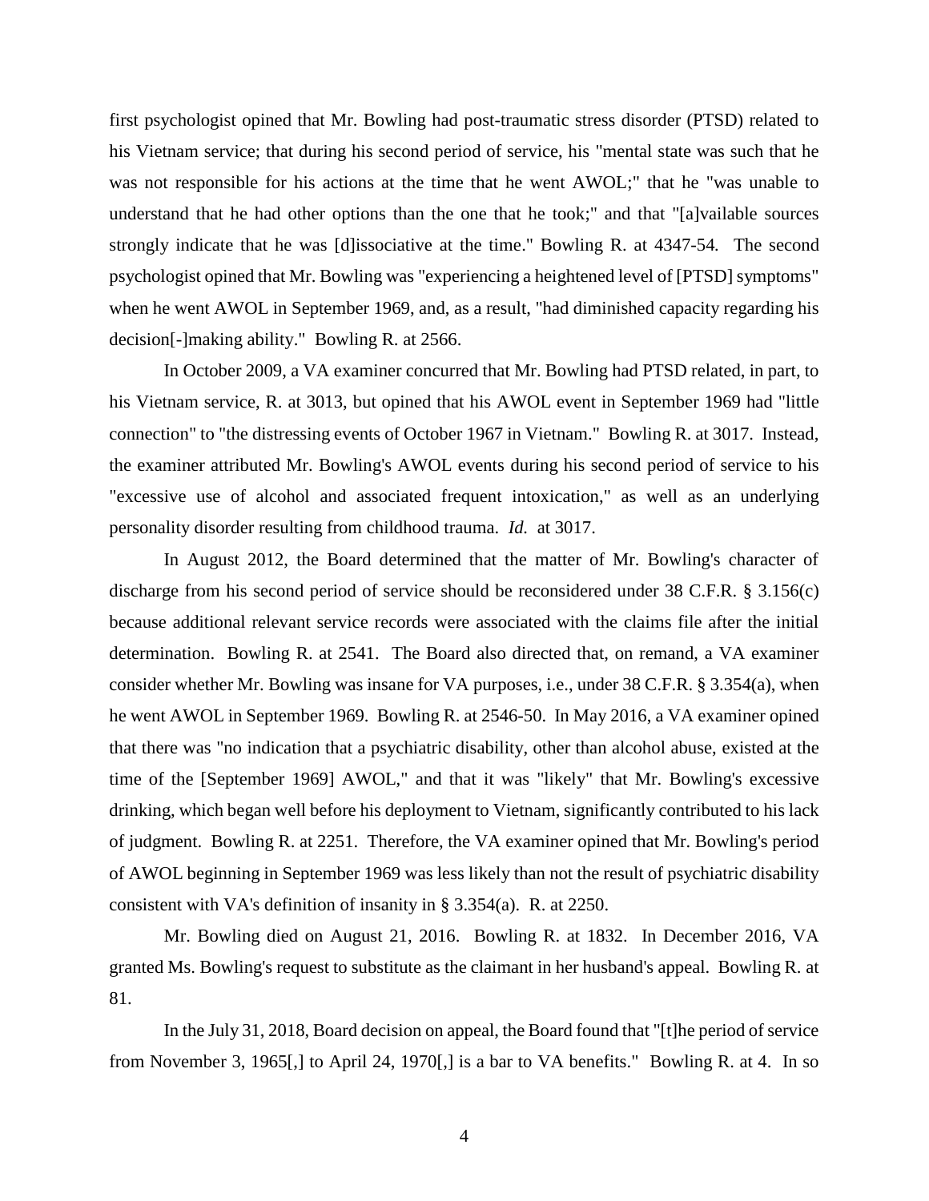first psychologist opined that Mr. Bowling had post-traumatic stress disorder (PTSD) related to his Vietnam service; that during his second period of service, his "mental state was such that he was not responsible for his actions at the time that he went AWOL;" that he "was unable to understand that he had other options than the one that he took;" and that "[a]vailable sources strongly indicate that he was [d]issociative at the time." Bowling R. at 4347-54. The second psychologist opined that Mr. Bowling was "experiencing a heightened level of [PTSD] symptoms" when he went AWOL in September 1969, and, as a result, "had diminished capacity regarding his decision[-]making ability." Bowling R. at 2566.

In October 2009, a VA examiner concurred that Mr. Bowling had PTSD related, in part, to his Vietnam service, R. at 3013, but opined that his AWOL event in September 1969 had "little connection" to "the distressing events of October 1967 in Vietnam." Bowling R. at 3017. Instead, the examiner attributed Mr. Bowling's AWOL events during his second period of service to his "excessive use of alcohol and associated frequent intoxication," as well as an underlying personality disorder resulting from childhood trauma. *Id.* at 3017.

In August 2012, the Board determined that the matter of Mr. Bowling's character of discharge from his second period of service should be reconsidered under 38 C.F.R. § 3.156(c) because additional relevant service records were associated with the claims file after the initial determination. Bowling R. at 2541. The Board also directed that, on remand, a VA examiner consider whether Mr. Bowling was insane for VA purposes, i.e., under 38 C.F.R. § 3.354(a), when he went AWOL in September 1969. Bowling R. at 2546-50. In May 2016, a VA examiner opined that there was "no indication that a psychiatric disability, other than alcohol abuse, existed at the time of the [September 1969] AWOL," and that it was "likely" that Mr. Bowling's excessive drinking, which began well before his deployment to Vietnam, significantly contributed to his lack of judgment. Bowling R. at 2251. Therefore, the VA examiner opined that Mr. Bowling's period of AWOL beginning in September 1969 was less likely than not the result of psychiatric disability consistent with VA's definition of insanity in § 3.354(a). R. at 2250.

Mr. Bowling died on August 21, 2016. Bowling R. at 1832. In December 2016, VA granted Ms. Bowling's request to substitute as the claimant in her husband's appeal. Bowling R. at 81.

In the July 31, 2018, Board decision on appeal, the Board found that "[t]he period of service from November 3, 1965[,] to April 24, 1970[,] is a bar to VA benefits." Bowling R. at 4. In so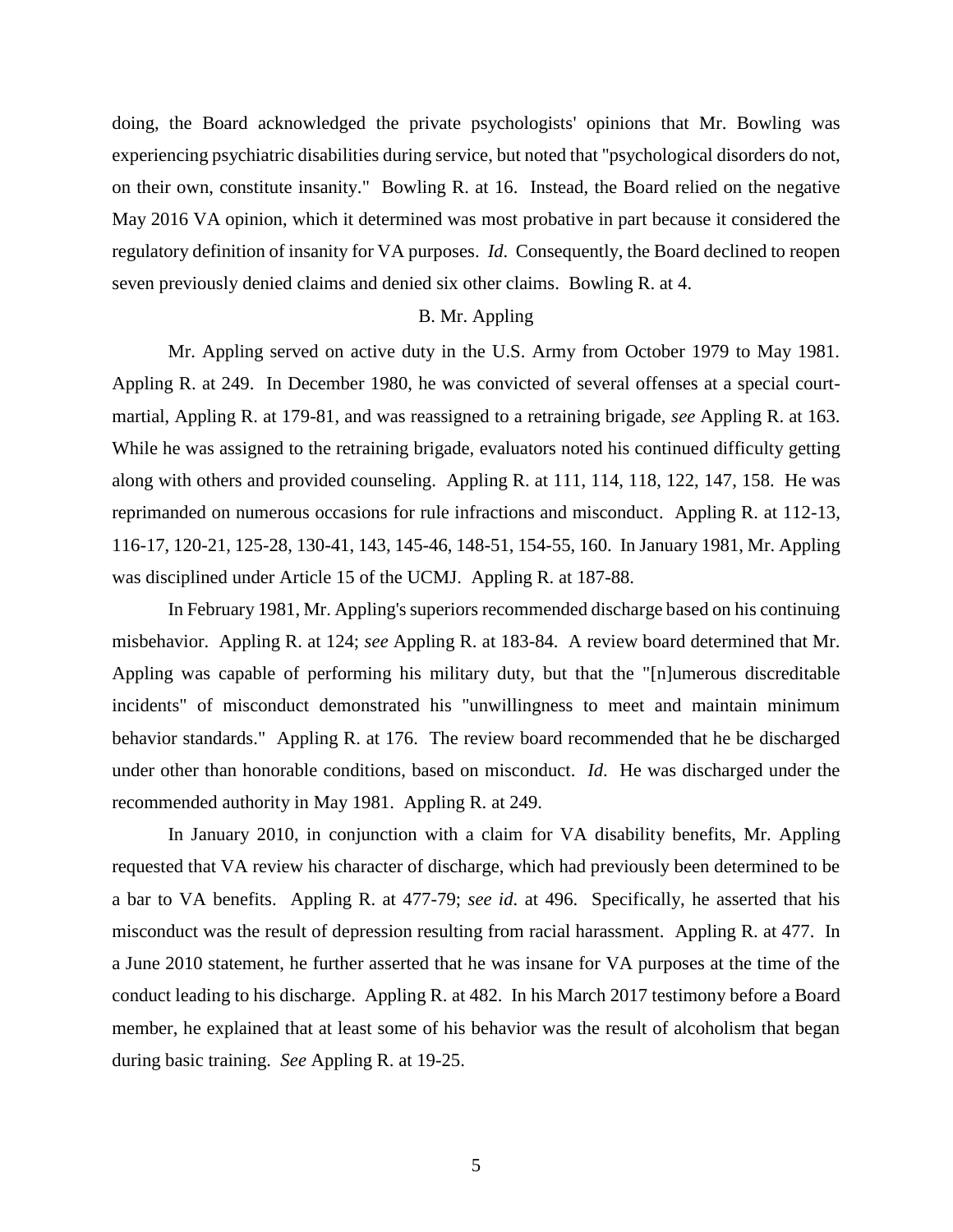doing, the Board acknowledged the private psychologists' opinions that Mr. Bowling was experiencing psychiatric disabilities during service, but noted that "psychological disorders do not, on their own, constitute insanity." Bowling R. at 16. Instead, the Board relied on the negative May 2016 VA opinion, which it determined was most probative in part because it considered the regulatory definition of insanity for VA purposes. *Id*. Consequently, the Board declined to reopen seven previously denied claims and denied six other claims. Bowling R. at 4.

### B. Mr. Appling

Mr. Appling served on active duty in the U.S. Army from October 1979 to May 1981. Appling R. at 249. In December 1980, he was convicted of several offenses at a special court-martial, Appling R. at 179-81, and was reassigned to a retraining brigade, *see* Appling R. at 163. While he was assigned to the retraining brigade, evaluators noted his continued difficulty getting along with others and provided counseling. Appling R. at 111, 114, 118, 122, 147, 158. He was reprimanded on numerous occasions for rule infractions and misconduct. Appling R. at 112-13, 116-17, 120-21, 125-28, 130-41, 143, 145-46, 148-51, 154-55, 160. In January 1981, Mr. Appling was disciplined under Article 15 of the UCMJ. Appling R. at 187-88.

In February 1981, Mr. Appling's superiors recommended discharge based on his continuing misbehavior. Appling R. at 124; *see* Appling R. at 183-84. A review board determined that Mr. Appling was capable of performing his military duty, but that the "[n]umerous discreditable incidents" of misconduct demonstrated his "unwillingness to meet and maintain minimum behavior standards." Appling R. at 176. The review board recommended that he be discharged under other than honorable conditions, based on misconduct. *Id*. He was discharged under the recommended authority in May 1981. Appling R. at 249.

In January 2010, in conjunction with a claim for VA disability benefits, Mr. Appling requested that VA review his character of discharge, which had previously been determined to be a bar to VA benefits. Appling R. at 477-79; *see id*. at 496. Specifically, he asserted that his misconduct was the result of depression resulting from racial harassment. Appling R. at 477. In a June 2010 statement, he further asserted that he was insane for VA purposes at the time of the conduct leading to his discharge. Appling R. at 482. In his March 2017 testimony before a Board member, he explained that at least some of his behavior was the result of alcoholism that began during basic training. *See* Appling R. at 19-25.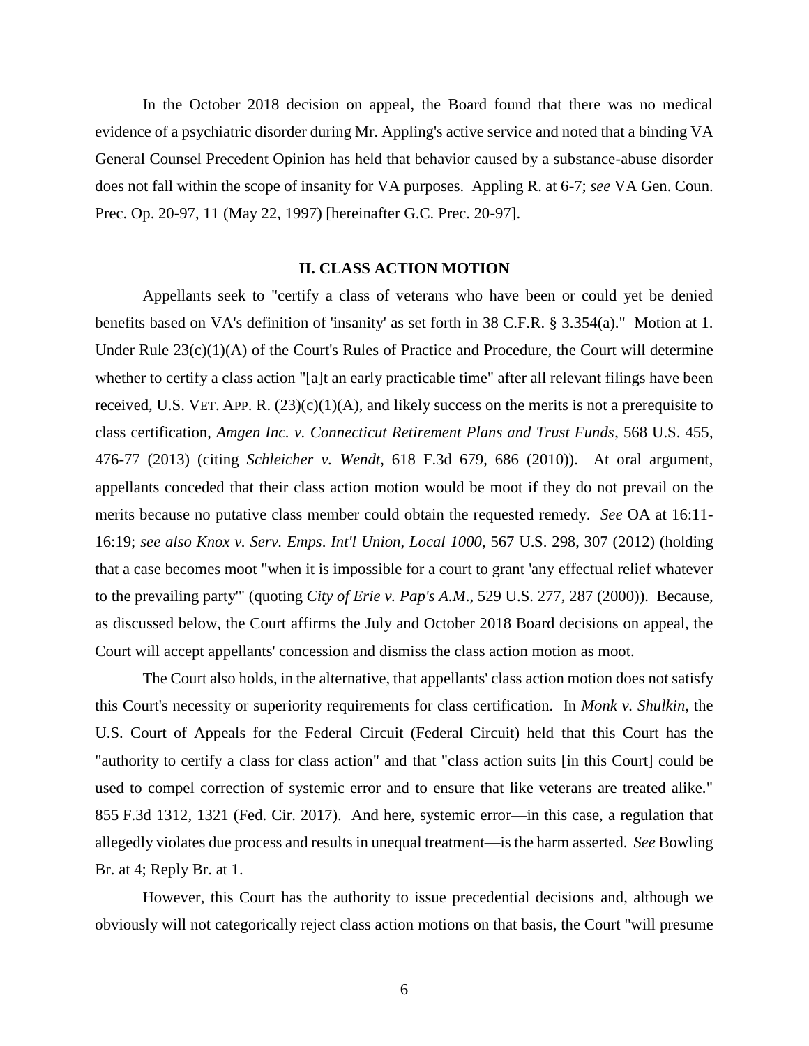In the October 2018 decision on appeal, the Board found that there was no medical evidence of a psychiatric disorder during Mr. Appling's active service and noted that a binding VA General Counsel Precedent Opinion has held that behavior caused by a substance-abuse disorder does not fall within the scope of insanity for VA purposes. Appling R. at 6-7; *see* VA Gen. Coun. Prec. Op. 20-97, 11 (May 22, 1997) [hereinafter G.C. Prec. 20-97].

## II. CLASS ACTION MOTION

Appellants seek to "certify a class of veterans who have been or could yet be denied benefits based on VA's definition of 'insanity' as set forth in 38 C.F.R. § 3.354(a)." Motion at 1. Under Rule 23(c)(1)(A) of the Court's Rules of Practice and Procedure, the Court will determine whether to certify a class action "[a]t an early practicable time" after all relevant filings have been received, U.S. VET. APP. R. (23)(c)(1)(A), and likely success on the merits is not a prerequisite to class certification, *Amgen Inc. v. Connecticut Retirement Plans and Trust Funds*, 568 U.S. 455, 476-77 (2013) (citing *Schleicher v. Wendt*, 618 F.3d 679, 686 (2010)). At oral argument, appellants conceded that their class action motion would be moot if they do not prevail on the merits because no putative class member could obtain the requested remedy. *See* OA at 16:11-16:19; *see also Knox v. Serv. Emps. Int'l Union, Local 1000*, 567 U.S. 298, 307 (2012) (holding that a case becomes moot "when it is impossible for a court to grant 'any effectual relief whatever to the prevailing party'" (quoting *City of Erie v. Pap's A.M.*, 529 U.S. 277, 287 (2000)). Because, as discussed below, the Court affirms the July and October 2018 Board decisions on appeal, the Court will accept appellants' concession and dismiss the class action motion as moot.

The Court also holds, in the alternative, that appellants' class action motion does not satisfy this Court's necessity or superiority requirements for class certification. In *Monk v. Shulkin*, the U.S. Court of Appeals for the Federal Circuit (Federal Circuit) held that this Court has the "authority to certify a class for class action" and that "class action suits [in this Court] could be used to compel correction of systemic error and to ensure that like veterans are treated alike." 855 F.3d 1312, 1321 (Fed. Cir. 2017). And here, systemic error—in this case, a regulation that allegedly violates due process and results in unequal treatment—is the harm asserted. *See* Bowling Br. at 4; Reply Br. at 1.

However, this Court has the authority to issue precedential decisions and, although we obviously will not categorically reject class action motions on that basis, the Court "will presume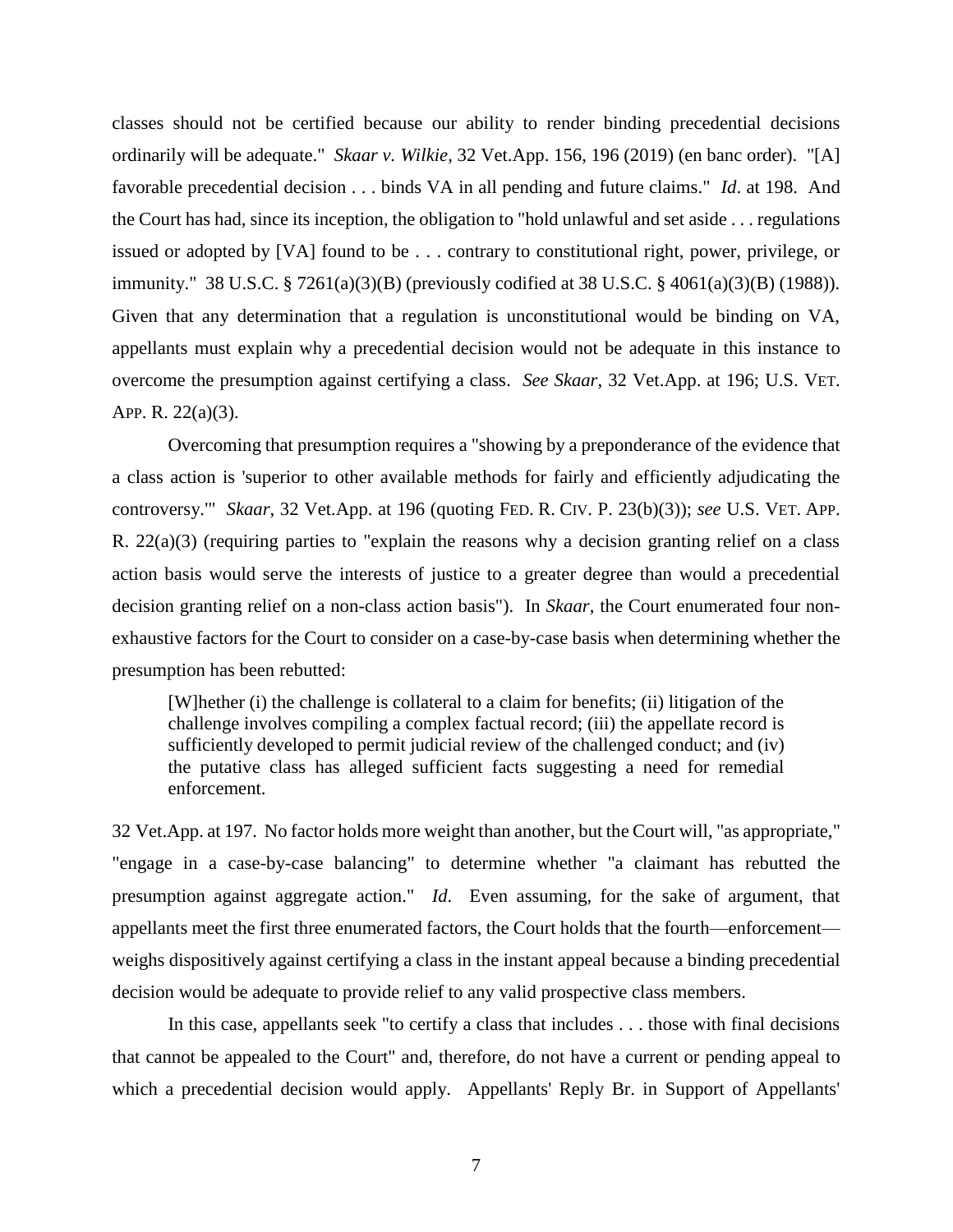classes should not be certified because our ability to render binding precedential decisions ordinarily will be adequate." *Skaar v. Wilkie*, 32 Vet.App. 156, 196 (2019) (en banc order). "[A] favorable precedential decision . . . binds VA in all pending and future claims." *Id*. at 198. And the Court has had, since its inception, the obligation to "hold unlawful and set aside . . . regulations issued or adopted by [VA] found to be . . . contrary to constitutional right, power, privilege, or immunity." 38 U.S.C. § 7261(a)(3)(B) (previously codified at 38 U.S.C. § 4061(a)(3)(B) (1988)). Given that any determination that a regulation is unconstitutional would be binding on VA, appellants must explain why a precedential decision would not be adequate in this instance to overcome the presumption against certifying a class. *See Skaar*, 32 Vet.App. at 196; U.S. VET. APP. R. 22(a)(3).

Overcoming that presumption requires a "showing by a preponderance of the evidence that a class action is 'superior to other available methods for fairly and efficiently adjudicating the controversy.'" *Skaar*, 32 Vet.App. at 196 (quoting FED. R. CIV. P. 23(b)(3)); *see* U.S. VET. APP. R. 22(a)(3) (requiring parties to "explain the reasons why a decision granting relief on a class action basis would serve the interests of justice to a greater degree than would a precedential decision granting relief on a non-class action basis"). In *Skaar*, the Court enumerated four non-exhaustive factors for the Court to consider on a case-by-case basis when determining whether the presumption has been rebutted:

> [W]hether (i) the challenge is collateral to a claim for benefits; (ii) litigation of the challenge involves compiling a complex factual record; (iii) the appellate record is sufficiently developed to permit judicial review of the challenged conduct; and (iv) the putative class has alleged sufficient facts suggesting a need for remedial enforcement.

32 Vet.App. at 197. No factor holds more weight than another, but the Court will, "as appropriate," "engage in a case-by-case balancing" to determine whether "a claimant has rebutted the presumption against aggregate action." *Id*. Even assuming, for the sake of argument, that appellants meet the first three enumerated factors, the Court holds that the fourth—enforcement—weighs dispositively against certifying a class in the instant appeal because a binding precedential decision would be adequate to provide relief to any valid prospective class members.

In this case, appellants seek "to certify a class that includes . . . those with final decisions that cannot be appealed to the Court" and, therefore, do not have a current or pending appeal to which a precedential decision would apply. Appellants' Reply Br. in Support of Appellants'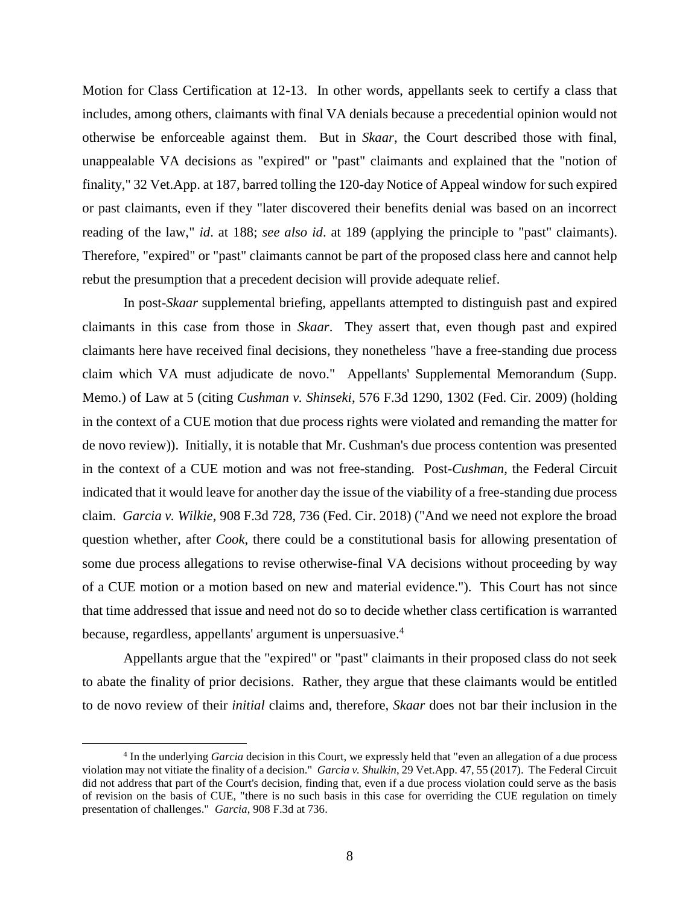Motion for Class Certification at 12-13. In other words, appellants seek to certify a class that includes, among others, claimants with final VA denials because a precedential opinion would not otherwise be enforceable against them. But in *Skaar*, the Court described those with final, unappealable VA decisions as "expired" or "past" claimants and explained that the "notion of finality," 32 Vet.App. at 187, barred tolling the 120-day Notice of Appeal window for such expired or past claimants, even if they "later discovered their benefits denial was based on an incorrect reading of the law," *id*. at 188; *see also id*. at 189 (applying the principle to "past" claimants). Therefore, "expired" or "past" claimants cannot be part of the proposed class here and cannot help rebut the presumption that a precedent decision will provide adequate relief.

In post-*Skaar* supplemental briefing, appellants attempted to distinguish past and expired claimants in this case from those in *Skaar*. They assert that, even though past and expired claimants here have received final decisions, they nonetheless "have a free-standing due process claim which VA must adjudicate de novo." Appellants' Supplemental Memorandum (Supp. Memo.) of Law at 5 (citing *Cushman v. Shinseki*, 576 F.3d 1290, 1302 (Fed. Cir. 2009) (holding in the context of a CUE motion that due process rights were violated and remanding the matter for de novo review)). Initially, it is notable that Mr. Cushman's due process contention was presented in the context of a CUE motion and was not free-standing. Post-*Cushman*, the Federal Circuit indicated that it would leave for another day the issue of the viability of a free-standing due process claim. *Garcia v. Wilkie*, 908 F.3d 728, 736 (Fed. Cir. 2018) ("And we need not explore the broad question whether, after *Cook*, there could be a constitutional basis for allowing presentation of some due process allegations to revise otherwise-final VA decisions without proceeding by way of a CUE motion or a motion based on new and material evidence."). This Court has not since that time addressed that issue and need not do so to decide whether class certification is warranted because, regardless, appellants' argument is unpersuasive.[4]

Appellants argue that the "expired" or "past" claimants in their proposed class do not seek to abate the finality of prior decisions. Rather, they argue that these claimants would be entitled to de novo review of their *initial* claims and, therefore, *Skaar* does not bar their inclusion in the

[4] In the underlying *Garcia* decision in this Court, we expressly held that "even an allegation of a due process violation may not vitiate the finality of a decision." *Garcia v. Shulkin*, 29 Vet.App. 47, 55 (2017). The Federal Circuit did not address that part of the Court's decision, finding that, even if a due process violation could serve as the basis of revision on the basis of CUE, "there is no such basis in this case for overriding the CUE regulation on timely presentation of challenges." *Garcia*, 908 F.3d at 736.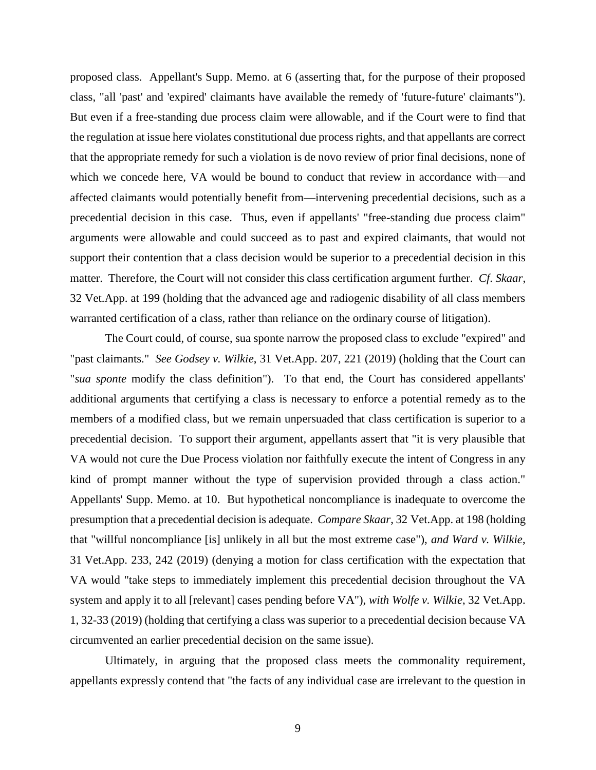proposed class. Appellant's Supp. Memo. at 6 (asserting that, for the purpose of their proposed class, "all 'past' and 'expired' claimants have available the remedy of 'future-future' claimants"). But even if a free-standing due process claim were allowable, and if the Court were to find that the regulation at issue here violates constitutional due process rights, and that appellants are correct that the appropriate remedy for such a violation is de novo review of prior final decisions, none of which we concede here, VA would be bound to conduct that review in accordance with—and affected claimants would potentially benefit from—intervening precedential decisions, such as a precedential decision in this case. Thus, even if appellants' "free-standing due process claim" arguments were allowable and could succeed as to past and expired claimants, that would not support their contention that a class decision would be superior to a precedential decision in this matter. Therefore, the Court will not consider this class certification argument further. *Cf. Skaar*, 32 Vet.App. at 199 (holding that the advanced age and radiogenic disability of all class members warranted certification of a class, rather than reliance on the ordinary course of litigation).

The Court could, of course, sua sponte narrow the proposed class to exclude "expired" and "past claimants." *See Godsey v. Wilkie*, 31 Vet.App. 207, 221 (2019) (holding that the Court can "*sua sponte* modify the class definition"). To that end, the Court has considered appellants' additional arguments that certifying a class is necessary to enforce a potential remedy as to the members of a modified class, but we remain unpersuaded that class certification is superior to a precedential decision. To support their argument, appellants assert that "it is very plausible that VA would not cure the Due Process violation nor faithfully execute the intent of Congress in any kind of prompt manner without the type of supervision provided through a class action." Appellants' Supp. Memo. at 10. But hypothetical noncompliance is inadequate to overcome the presumption that a precedential decision is adequate. *Compare Skaar*, 32 Vet.App. at 198 (holding that "willful noncompliance [is] unlikely in all but the most extreme case"), *and Ward v. Wilkie*, 31 Vet.App. 233, 242 (2019) (denying a motion for class certification with the expectation that VA would "take steps to immediately implement this precedential decision throughout the VA system and apply it to all [relevant] cases pending before VA"), *with Wolfe v. Wilkie*, 32 Vet.App. 1, 32-33 (2019) (holding that certifying a class was superior to a precedential decision because VA circumvented an earlier precedential decision on the same issue).

Ultimately, in arguing that the proposed class meets the commonality requirement, appellants expressly contend that "the facts of any individual case are irrelevant to the question in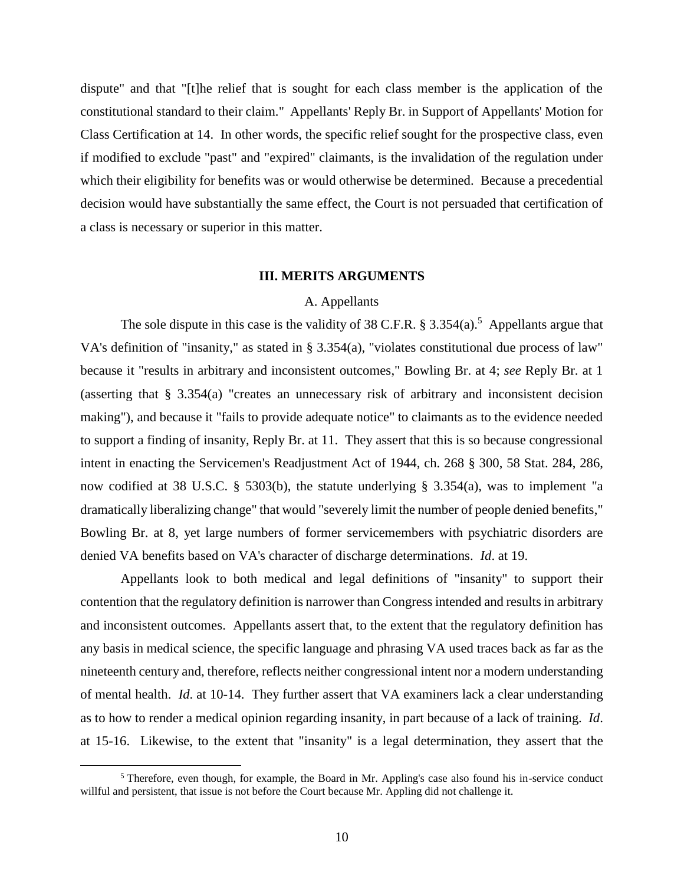dispute" and that "[t]he relief that is sought for each class member is the application of the constitutional standard to their claim." Appellants' Reply Br. in Support of Appellants' Motion for Class Certification at 14. In other words, the specific relief sought for the prospective class, even if modified to exclude "past" and "expired" claimants, is the invalidation of the regulation under which their eligibility for benefits was or would otherwise be determined. Because a precedential decision would have substantially the same effect, the Court is not persuaded that certification of a class is necessary or superior in this matter.

## III. MERITS ARGUMENTS

### A. Appellants

The sole dispute in this case is the validity of 38 C.F.R. § 3.354(a).[5] Appellants argue that VA's definition of "insanity," as stated in § 3.354(a), "violates constitutional due process of law" because it "results in arbitrary and inconsistent outcomes," Bowling Br. at 4; *see* Reply Br. at 1 (asserting that § 3.354(a) "creates an unnecessary risk of arbitrary and inconsistent decision making"), and because it "fails to provide adequate notice" to claimants as to the evidence needed to support a finding of insanity, Reply Br. at 11. They assert that this is so because congressional intent in enacting the Servicemen's Readjustment Act of 1944, ch. 268 § 300, 58 Stat. 284, 286, now codified at 38 U.S.C. § 5303(b), the statute underlying § 3.354(a), was to implement "a dramatically liberalizing change" that would "severely limit the number of people denied benefits," Bowling Br. at 8, yet large numbers of former servicemembers with psychiatric disorders are denied VA benefits based on VA's character of discharge determinations. *Id*. at 19.

Appellants look to both medical and legal definitions of "insanity" to support their contention that the regulatory definition is narrower than Congress intended and results in arbitrary and inconsistent outcomes. Appellants assert that, to the extent that the regulatory definition has any basis in medical science, the specific language and phrasing VA used traces back as far as the nineteenth century and, therefore, reflects neither congressional intent nor a modern understanding of mental health. *Id*. at 10-14. They further assert that VA examiners lack a clear understanding as to how to render a medical opinion regarding insanity, in part because of a lack of training. *Id*. at 15-16. Likewise, to the extent that "insanity" is a legal determination, they assert that the

[5] Therefore, even though, for example, the Board in Mr. Appling's case also found his in-service conduct willful and persistent, that issue is not before the Court because Mr. Appling did not challenge it.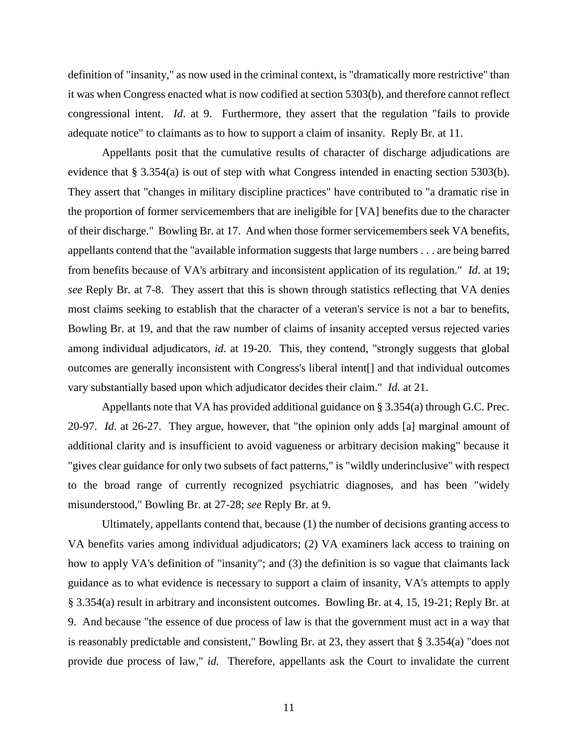definition of "insanity," as now used in the criminal context, is "dramatically more restrictive" than it was when Congress enacted what is now codified at section 5303(b), and therefore cannot reflect congressional intent. *Id*. at 9. Furthermore, they assert that the regulation "fails to provide adequate notice" to claimants as to how to support a claim of insanity. Reply Br. at 11.

Appellants posit that the cumulative results of character of discharge adjudications are evidence that § 3.354(a) is out of step with what Congress intended in enacting section 5303(b). They assert that "changes in military discipline practices" have contributed to "a dramatic rise in the proportion of former servicemembers that are ineligible for [VA] benefits due to the character of their discharge." Bowling Br. at 17. And when those former servicemembers seek VA benefits, appellants contend that the "available information suggests that large numbers . . . are being barred from benefits because of VA's arbitrary and inconsistent application of its regulation." *Id*. at 19; *see* Reply Br. at 7-8. They assert that this is shown through statistics reflecting that VA denies most claims seeking to establish that the character of a veteran's service is not a bar to benefits, Bowling Br. at 19, and that the raw number of claims of insanity accepted versus rejected varies among individual adjudicators, *id*. at 19-20. This, they contend, "strongly suggests that global outcomes are generally inconsistent with Congress's liberal intent[] and that individual outcomes vary substantially based upon which adjudicator decides their claim." *Id.* at 21.

Appellants note that VA has provided additional guidance on § 3.354(a) through G.C. Prec. 20-97. *Id*. at 26-27. They argue, however, that "the opinion only adds [a] marginal amount of additional clarity and is insufficient to avoid vagueness or arbitrary decision making" because it "gives clear guidance for only two subsets of fact patterns," is "wildly underinclusive" with respect to the broad range of currently recognized psychiatric diagnoses, and has been "widely misunderstood," Bowling Br. at 27-28; *see* Reply Br. at 9.

Ultimately, appellants contend that, because (1) the number of decisions granting access to VA benefits varies among individual adjudicators; (2) VA examiners lack access to training on how to apply VA's definition of "insanity"; and (3) the definition is so vague that claimants lack guidance as to what evidence is necessary to support a claim of insanity, VA's attempts to apply § 3.354(a) result in arbitrary and inconsistent outcomes. Bowling Br. at 4, 15, 19-21; Reply Br. at 9. And because "the essence of due process of law is that the government must act in a way that is reasonably predictable and consistent," Bowling Br. at 23, they assert that § 3.354(a) "does not provide due process of law," *id.* Therefore, appellants ask the Court to invalidate the current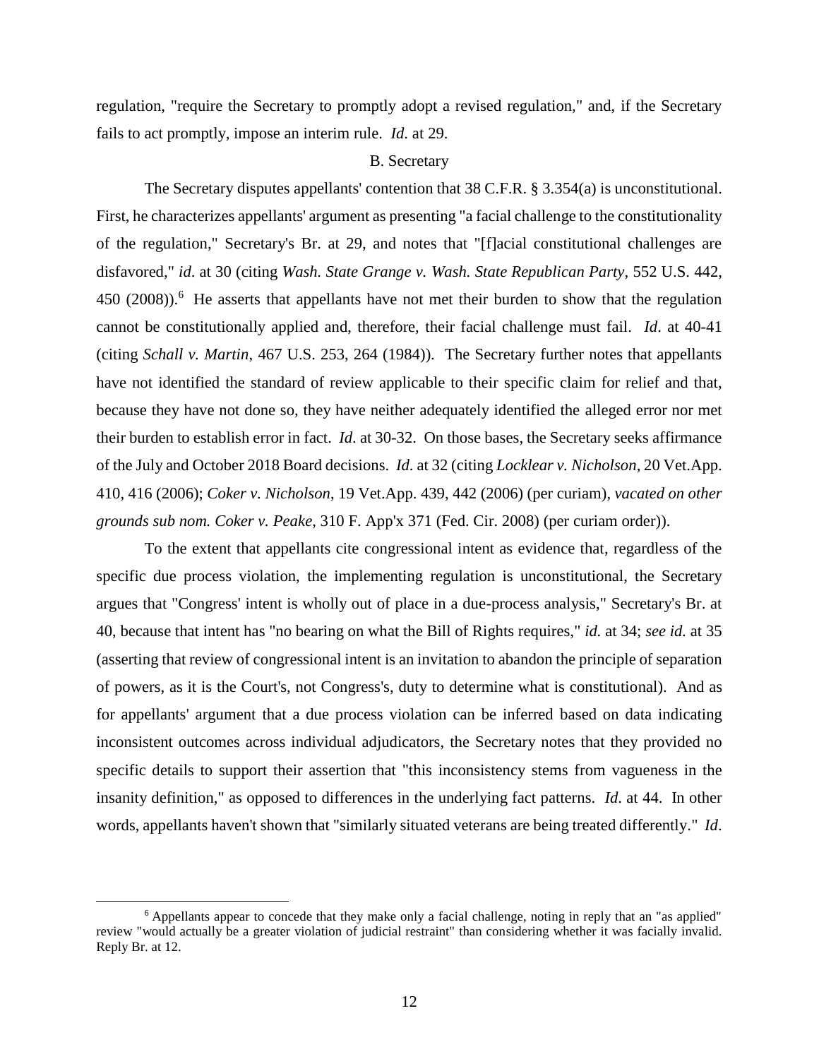regulation, "require the Secretary to promptly adopt a revised regulation," and, if the Secretary fails to act promptly, impose an interim rule. *Id.* at 29.

### B. Secretary

The Secretary disputes appellants' contention that 38 C.F.R. § 3.354(a) is unconstitutional. First, he characterizes appellants' argument as presenting "a facial challenge to the constitutionality of the regulation," Secretary's Br. at 29, and notes that "[f]acial constitutional challenges are disfavored," *id*. at 30 (citing *Wash. State Grange v. Wash. State Republican Party*, 552 U.S. 442, 450 (2008)).[6] He asserts that appellants have not met their burden to show that the regulation cannot be constitutionally applied and, therefore, their facial challenge must fail. *Id*. at 40-41 (citing *Schall v. Martin*, 467 U.S. 253, 264 (1984)). The Secretary further notes that appellants have not identified the standard of review applicable to their specific claim for relief and that, because they have not done so, they have neither adequately identified the alleged error nor met their burden to establish error in fact. *Id*. at 30-32. On those bases, the Secretary seeks affirmance of the July and October 2018 Board decisions. *Id*. at 32 (citing *Locklear v. Nicholson*, 20 Vet.App. 410, 416 (2006); *Coker v. Nicholson*, 19 Vet.App. 439, 442 (2006) (per curiam), *vacated on other grounds sub nom. Coker v. Peake*, 310 F. App'x 371 (Fed. Cir. 2008) (per curiam order)).

To the extent that appellants cite congressional intent as evidence that, regardless of the specific due process violation, the implementing regulation is unconstitutional, the Secretary argues that "Congress' intent is wholly out of place in a due-process analysis," Secretary's Br. at 40, because that intent has "no bearing on what the Bill of Rights requires," *id.* at 34; *see id.* at 35 (asserting that review of congressional intent is an invitation to abandon the principle of separation of powers, as it is the Court's, not Congress's, duty to determine what is constitutional). And as for appellants' argument that a due process violation can be inferred based on data indicating inconsistent outcomes across individual adjudicators, the Secretary notes that they provided no specific details to support their assertion that "this inconsistency stems from vagueness in the insanity definition," as opposed to differences in the underlying fact patterns. *Id*. at 44. In other words, appellants haven't shown that "similarly situated veterans are being treated differently." *Id*.

[6] Appellants appear to concede that they make only a facial challenge, noting in reply that an "as applied" review "would actually be a greater violation of judicial restraint" than considering whether it was facially invalid. Reply Br. at 12.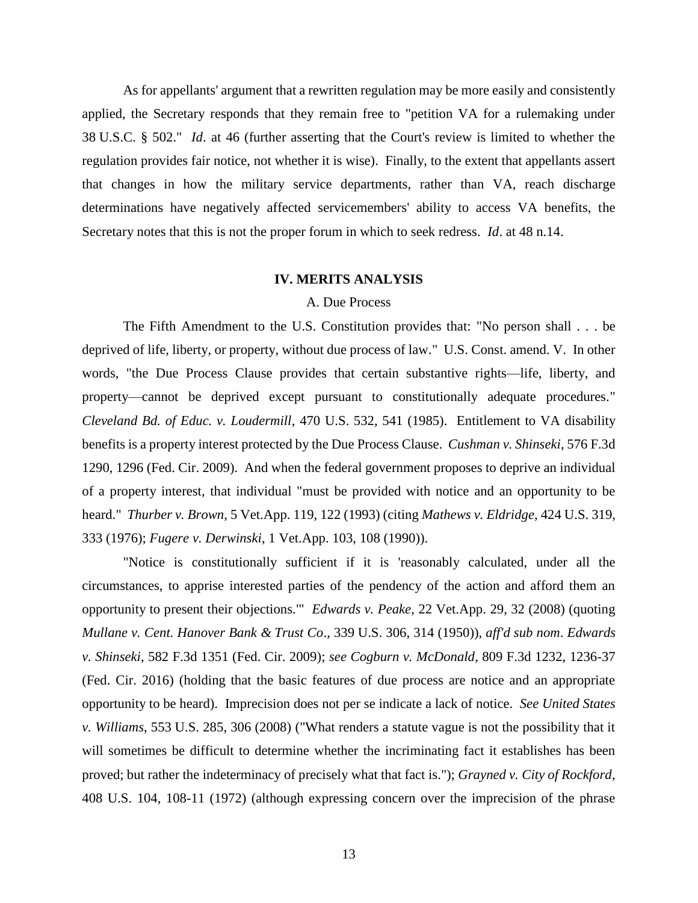As for appellants' argument that a rewritten regulation may be more easily and consistently applied, the Secretary responds that they remain free to "petition VA for a rulemaking under 38 U.S.C. § 502." *Id*. at 46 (further asserting that the Court's review is limited to whether the regulation provides fair notice, not whether it is wise). Finally, to the extent that appellants assert that changes in how the military service departments, rather than VA, reach discharge determinations have negatively affected servicemembers' ability to access VA benefits, the Secretary notes that this is not the proper forum in which to seek redress. *Id*. at 48 n.14.

## IV. MERITS ANALYSIS

### A. Due Process

The Fifth Amendment to the U.S. Constitution provides that: "No person shall . . . be deprived of life, liberty, or property, without due process of law." U.S. Const. amend. V. In other words, "the Due Process Clause provides that certain substantive rights—life, liberty, and property—cannot be deprived except pursuant to constitutionally adequate procedures." *Cleveland Bd. of Educ. v. Loudermill*, 470 U.S. 532, 541 (1985). Entitlement to VA disability benefits is a property interest protected by the Due Process Clause. *Cushman v. Shinseki*, 576 F.3d 1290, 1296 (Fed. Cir. 2009). And when the federal government proposes to deprive an individual of a property interest, that individual "must be provided with notice and an opportunity to be heard." *Thurber v. Brown*, 5 Vet.App. 119, 122 (1993) (citing *Mathews v. Eldridge*, 424 U.S. 319, 333 (1976); *Fugere v. Derwinski*, 1 Vet.App. 103, 108 (1990)).

"Notice is constitutionally sufficient if it is 'reasonably calculated, under all the circumstances, to apprise interested parties of the pendency of the action and afford them an opportunity to present their objections.'" *Edwards v. Peake*, 22 Vet.App. 29, 32 (2008) (quoting *Mullane v. Cent. Hanover Bank & Trust Co*., 339 U.S. 306, 314 (1950)), *aff'd sub nom*. *Edwards v. Shinseki*, 582 F.3d 1351 (Fed. Cir. 2009); *see Cogburn v. McDonald*, 809 F.3d 1232, 1236-37 (Fed. Cir. 2016) (holding that the basic features of due process are notice and an appropriate opportunity to be heard). Imprecision does not per se indicate a lack of notice. *See United States v. Williams*, 553 U.S. 285, 306 (2008) ("What renders a statute vague is not the possibility that it will sometimes be difficult to determine whether the incriminating fact it establishes has been proved; but rather the indeterminacy of precisely what that fact is."); *Grayned v. City of Rockford*, 408 U.S. 104, 108-11 (1972) (although expressing concern over the imprecision of the phrase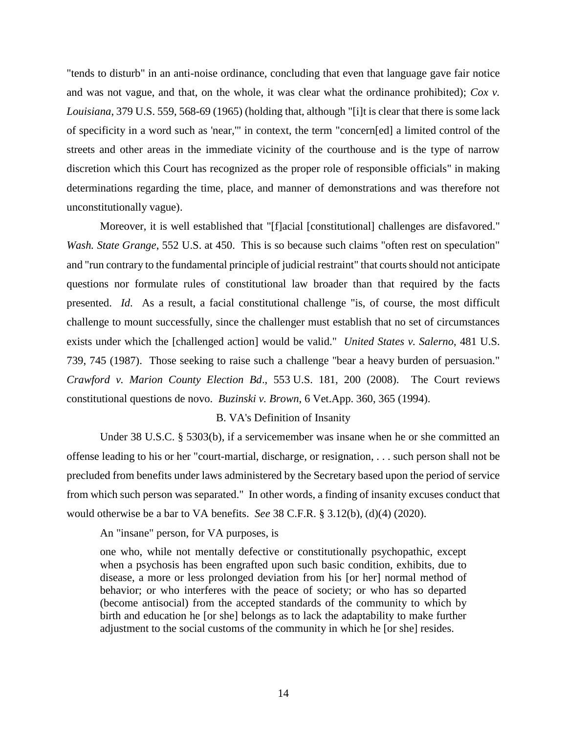"tends to disturb" in an anti-noise ordinance, concluding that even that language gave fair notice and was not vague, and that, on the whole, it was clear what the ordinance prohibited); *Cox v. Louisiana*, 379 U.S. 559, 568-69 (1965) (holding that, although "[i]t is clear that there is some lack of specificity in a word such as 'near,'" in context, the term "concern[ed] a limited control of the streets and other areas in the immediate vicinity of the courthouse and is the type of narrow discretion which this Court has recognized as the proper role of responsible officials" in making determinations regarding the time, place, and manner of demonstrations and was therefore not unconstitutionally vague).

Moreover, it is well established that "[f]acial [constitutional] challenges are disfavored." *Wash. State Grange*, 552 U.S. at 450. This is so because such claims "often rest on speculation" and "run contrary to the fundamental principle of judicial restraint" that courts should not anticipate questions nor formulate rules of constitutional law broader than that required by the facts presented. *Id.* As a result, a facial constitutional challenge "is, of course, the most difficult challenge to mount successfully, since the challenger must establish that no set of circumstances exists under which the [challenged action] would be valid." *United States v. Salerno*, 481 U.S. 739, 745 (1987). Those seeking to raise such a challenge "bear a heavy burden of persuasion." *Crawford v. Marion County Election Bd*., 553 U.S. 181, 200 (2008). The Court reviews constitutional questions de novo. *Buzinski v. Brown*, 6 Vet.App. 360, 365 (1994).

B. VA's Definition of Insanity

Under 38 U.S.C. § 5303(b), if a servicemember was insane when he or she committed an offense leading to his or her "court-martial, discharge, or resignation, . . . such person shall not be precluded from benefits under laws administered by the Secretary based upon the period of service from which such person was separated." In other words, a finding of insanity excuses conduct that would otherwise be a bar to VA benefits. *See* 38 C.F.R. § 3.12(b), (d)(4) (2020).

An "insane" person, for VA purposes, is

> one who, while not mentally defective or constitutionally psychopathic, except when a psychosis has been engrafted upon such basic condition, exhibits, due to disease, a more or less prolonged deviation from his [or her] normal method of behavior; or who interferes with the peace of society; or who has so departed (become antisocial) from the accepted standards of the community to which by birth and education he [or she] belongs as to lack the adaptability to make further adjustment to the social customs of the community in which he [or she] resides.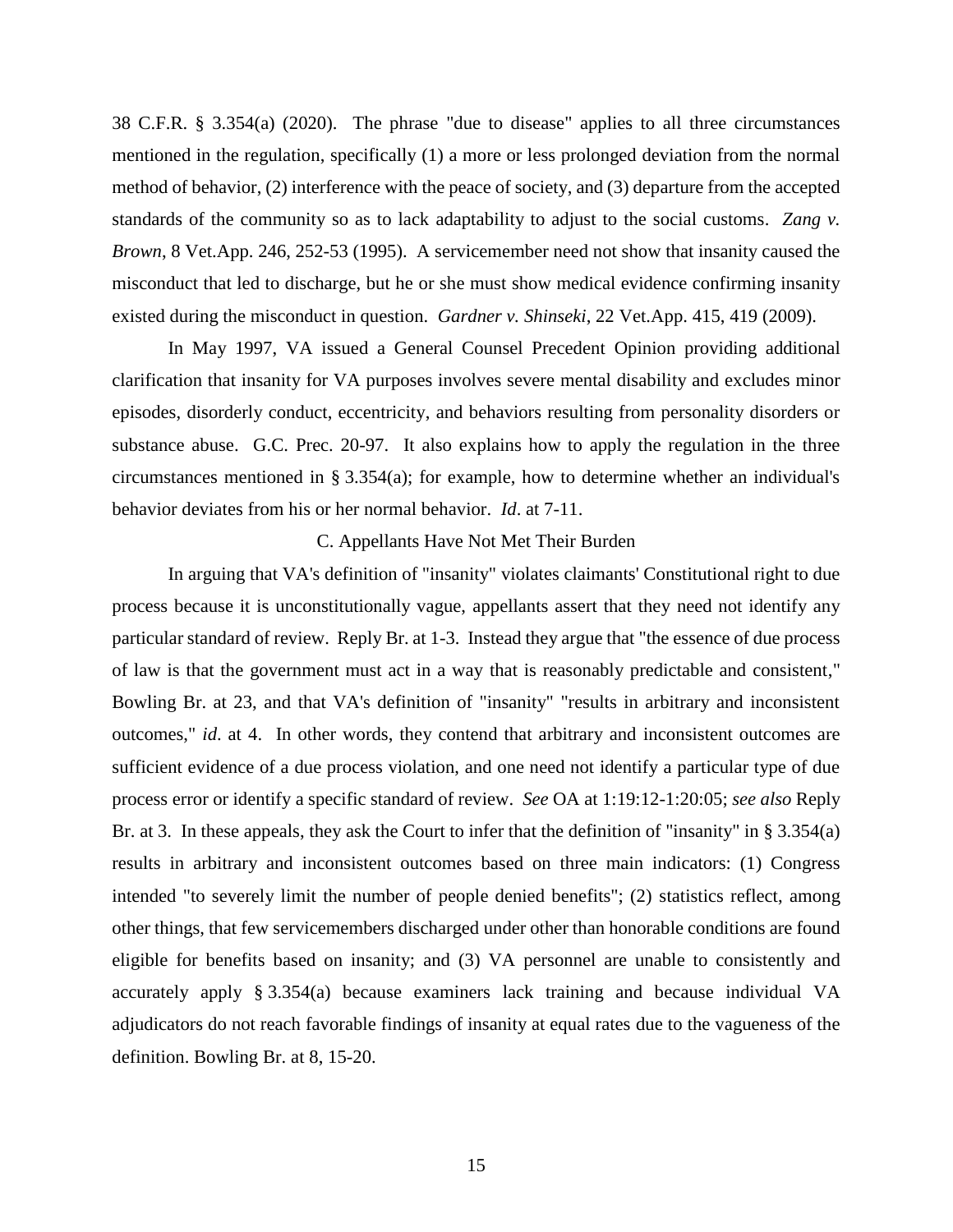38 C.F.R. § 3.354(a) (2020). The phrase "due to disease" applies to all three circumstances mentioned in the regulation, specifically (1) a more or less prolonged deviation from the normal method of behavior, (2) interference with the peace of society, and (3) departure from the accepted standards of the community so as to lack adaptability to adjust to the social customs. *Zang v. Brown*, 8 Vet.App. 246, 252-53 (1995). A servicemember need not show that insanity caused the misconduct that led to discharge, but he or she must show medical evidence confirming insanity existed during the misconduct in question. *Gardner v. Shinseki*, 22 Vet.App. 415, 419 (2009).

In May 1997, VA issued a General Counsel Precedent Opinion providing additional clarification that insanity for VA purposes involves severe mental disability and excludes minor episodes, disorderly conduct, eccentricity, and behaviors resulting from personality disorders or substance abuse. G.C. Prec. 20-97. It also explains how to apply the regulation in the three circumstances mentioned in § 3.354(a); for example, how to determine whether an individual's behavior deviates from his or her normal behavior. *Id*. at 7-11.

### C. Appellants Have Not Met Their Burden

In arguing that VA's definition of "insanity" violates claimants' Constitutional right to due process because it is unconstitutionally vague, appellants assert that they need not identify any particular standard of review. Reply Br. at 1-3. Instead they argue that "the essence of due process of law is that the government must act in a way that is reasonably predictable and consistent," Bowling Br. at 23, and that VA's definition of "insanity" "results in arbitrary and inconsistent outcomes," *id*. at 4. In other words, they contend that arbitrary and inconsistent outcomes are sufficient evidence of a due process violation, and one need not identify a particular type of due process error or identify a specific standard of review. *See* OA at 1:19:12-1:20:05; *see also* Reply Br. at 3. In these appeals, they ask the Court to infer that the definition of "insanity" in § 3.354(a) results in arbitrary and inconsistent outcomes based on three main indicators: (1) Congress intended "to severely limit the number of people denied benefits"; (2) statistics reflect, among other things, that few servicemembers discharged under other than honorable conditions are found eligible for benefits based on insanity; and (3) VA personnel are unable to consistently and accurately apply § 3.354(a) because examiners lack training and because individual VA adjudicators do not reach favorable findings of insanity at equal rates due to the vagueness of the definition. Bowling Br. at 8, 15-20.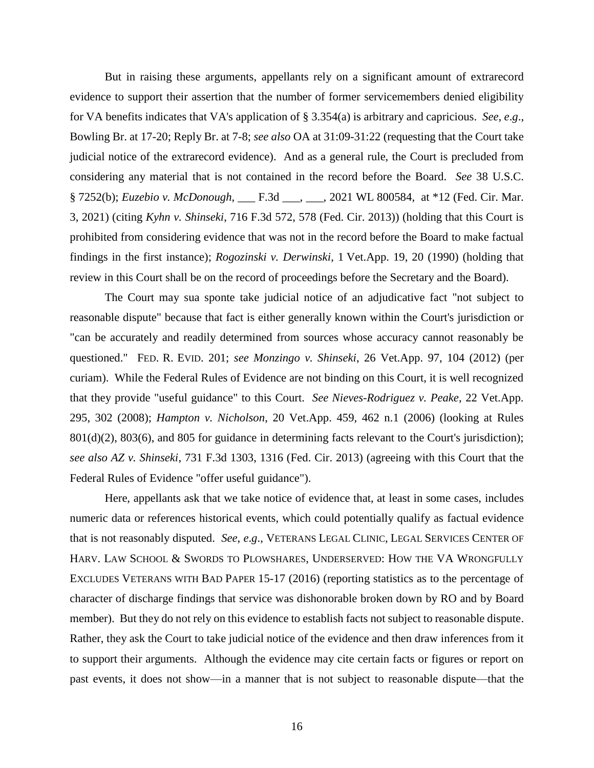But in raising these arguments, appellants rely on a significant amount of extrarecord evidence to support their assertion that the number of former servicemembers denied eligibility for VA benefits indicates that VA's application of § 3.354(a) is arbitrary and capricious. *See, e.g.*, Bowling Br. at 17-20; Reply Br. at 7-8; *see also* OA at 31:09-31:22 (requesting that the Court take judicial notice of the extrarecord evidence). And as a general rule, the Court is precluded from considering any material that is not contained in the record before the Board. *See* 38 U.S.C. § 7252(b); *Euzebio v. McDonough*, ___ F.3d ___, ___, 2021 WL 800584, at *12 (Fed. Cir. Mar. 3, 2021) (citing *Kyhn v. Shinseki*, 716 F.3d 572, 578 (Fed. Cir. 2013)) (holding that this Court is prohibited from considering evidence that was not in the record before the Board to make factual findings in the first instance); *Rogozinski v. Derwinski*, 1 Vet.App. 19, 20 (1990) (holding that review in this Court shall be on the record of proceedings before the Secretary and the Board).

The Court may sua sponte take judicial notice of an adjudicative fact "not subject to reasonable dispute" because that fact is either generally known within the Court's jurisdiction or "can be accurately and readily determined from sources whose accuracy cannot reasonably be questioned." FED. R. EVID. 201; *see Monzingo v. Shinseki*, 26 Vet.App. 97, 104 (2012) (per curiam). While the Federal Rules of Evidence are not binding on this Court, it is well recognized that they provide "useful guidance" to this Court. *See Nieves-Rodriguez v. Peake*, 22 Vet.App. 295, 302 (2008); *Hampton v. Nicholson*, 20 Vet.App. 459, 462 n.1 (2006) (looking at Rules 801(d)(2), 803(6), and 805 for guidance in determining facts relevant to the Court's jurisdiction); *see also AZ v. Shinseki*, 731 F.3d 1303, 1316 (Fed. Cir. 2013) (agreeing with this Court that the Federal Rules of Evidence "offer useful guidance").

Here, appellants ask that we take notice of evidence that, at least in some cases, includes numeric data or references historical events, which could potentially qualify as factual evidence that is not reasonably disputed. *See, e.g.*, VETERANS LEGAL CLINIC, LEGAL SERVICES CENTER OF HARV. LAW SCHOOL & SWORDS TO PLOWSHARES, UNDERSERVED: HOW THE VA WRONGFULLY EXCLUDES VETERANS WITH BAD PAPER 15-17 (2016) (reporting statistics as to the percentage of character of discharge findings that service was dishonorable broken down by RO and by Board member). But they do not rely on this evidence to establish facts not subject to reasonable dispute. Rather, they ask the Court to take judicial notice of the evidence and then draw inferences from it to support their arguments. Although the evidence may cite certain facts or figures or report on past events, it does not show—in a manner that is not subject to reasonable dispute—that the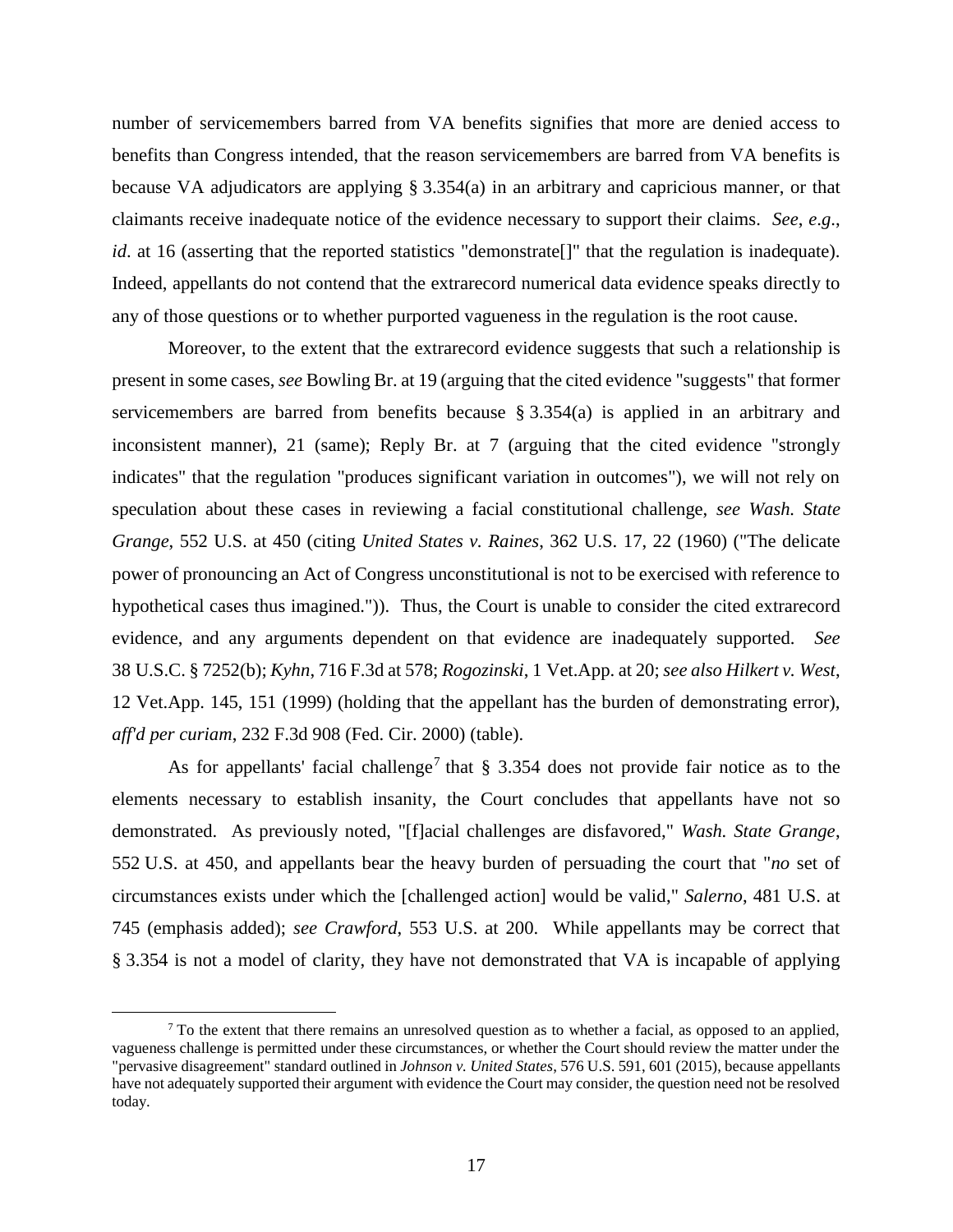number of servicemembers barred from VA benefits signifies that more are denied access to benefits than Congress intended, that the reason servicemembers are barred from VA benefits is because VA adjudicators are applying § 3.354(a) in an arbitrary and capricious manner, or that claimants receive inadequate notice of the evidence necessary to support their claims. *See*, *e.g*., *id*. at 16 (asserting that the reported statistics "demonstrate[]" that the regulation is inadequate). Indeed, appellants do not contend that the extrarecord numerical data evidence speaks directly to any of those questions or to whether purported vagueness in the regulation is the root cause.

Moreover, to the extent that the extrarecord evidence suggests that such a relationship is present in some cases, *see* Bowling Br. at 19 (arguing that the cited evidence "suggests" that former servicemembers are barred from benefits because § 3.354(a) is applied in an arbitrary and inconsistent manner), 21 (same); Reply Br. at 7 (arguing that the cited evidence "strongly indicates" that the regulation "produces significant variation in outcomes"), we will not rely on speculation about these cases in reviewing a facial constitutional challenge, *see Wash. State Grange*, 552 U.S. at 450 (citing *United States v. Raines*, 362 U.S. 17, 22 (1960) ("The delicate power of pronouncing an Act of Congress unconstitutional is not to be exercised with reference to hypothetical cases thus imagined.")). Thus, the Court is unable to consider the cited extrarecord evidence, and any arguments dependent on that evidence are inadequately supported. *See* 38 U.S.C. § 7252(b); *Kyhn*, 716 F.3d at 578; *Rogozinski*, 1 Vet.App. at 20; *see also Hilkert v. West*, 12 Vet.App. 145, 151 (1999) (holding that the appellant has the burden of demonstrating error), *aff'd per curiam*, 232 F.3d 908 (Fed. Cir. 2000) (table).

As for appellants' facial challenge[7] that § 3.354 does not provide fair notice as to the elements necessary to establish insanity, the Court concludes that appellants have not so demonstrated. As previously noted, "[f]acial challenges are disfavored," *Wash. State Grange*, 552 U.S. at 450, and appellants bear the heavy burden of persuading the court that "*no* set of circumstances exists under which the [challenged action] would be valid," *Salerno*, 481 U.S. at 745 (emphasis added); *see Crawford*, 553 U.S. at 200. While appellants may be correct that § 3.354 is not a model of clarity, they have not demonstrated that VA is incapable of applying

[7] To the extent that there remains an unresolved question as to whether a facial, as opposed to an applied, vagueness challenge is permitted under these circumstances, or whether the Court should review the matter under the "pervasive disagreement" standard outlined in *Johnson v. United States*, 576 U.S. 591, 601 (2015), because appellants have not adequately supported their argument with evidence the Court may consider, the question need not be resolved today.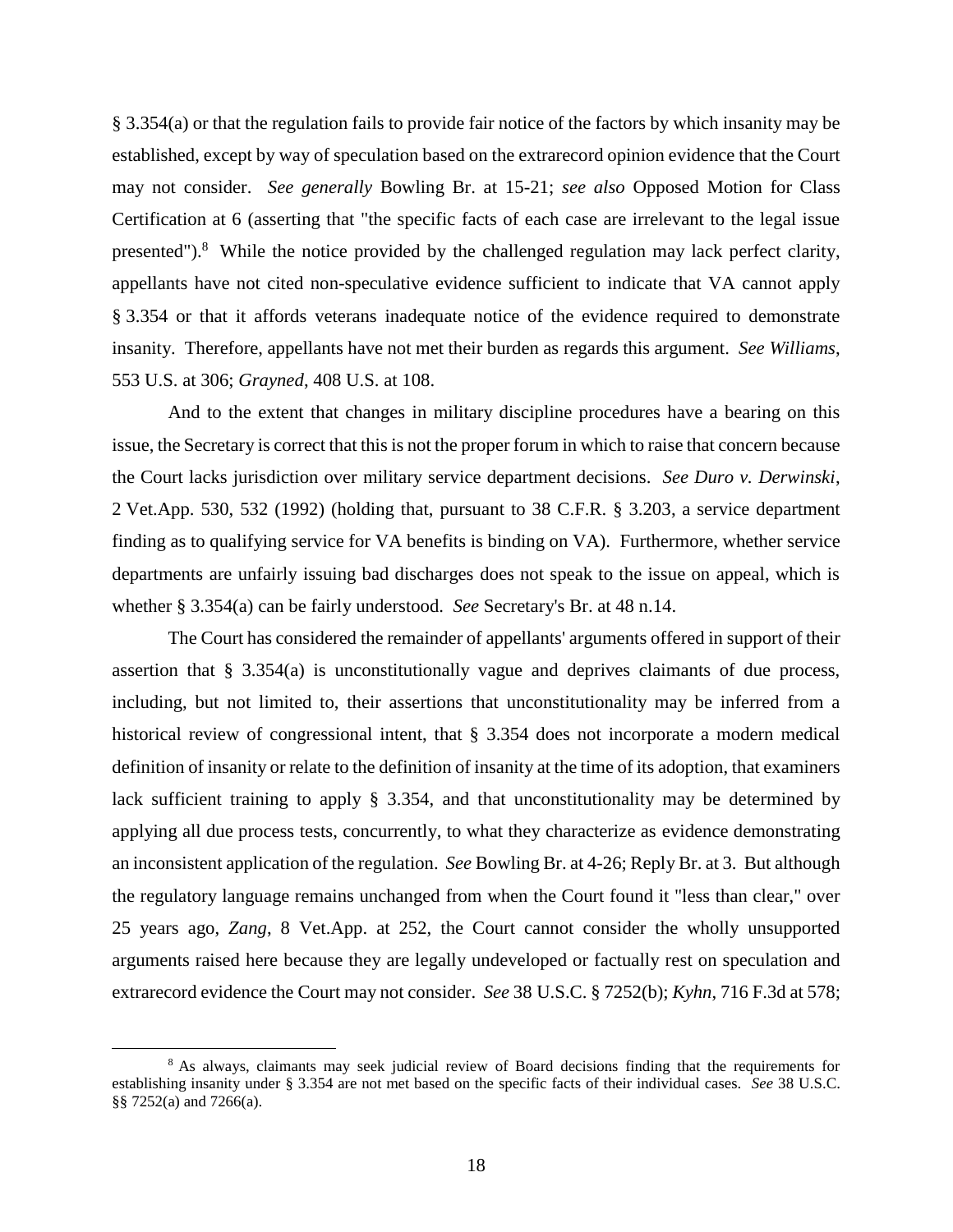§ 3.354(a) or that the regulation fails to provide fair notice of the factors by which insanity may be established, except by way of speculation based on the extrarecord opinion evidence that the Court may not consider. *See generally* Bowling Br. at 15-21; *see also* Opposed Motion for Class Certification at 6 (asserting that "the specific facts of each case are irrelevant to the legal issue presented").[8] While the notice provided by the challenged regulation may lack perfect clarity, appellants have not cited non-speculative evidence sufficient to indicate that VA cannot apply § 3.354 or that it affords veterans inadequate notice of the evidence required to demonstrate insanity. Therefore, appellants have not met their burden as regards this argument. *See Williams*, 553 U.S. at 306; *Grayned*, 408 U.S. at 108.

And to the extent that changes in military discipline procedures have a bearing on this issue, the Secretary is correct that this is not the proper forum in which to raise that concern because the Court lacks jurisdiction over military service department decisions. *See Duro v. Derwinski*, 2 Vet.App. 530, 532 (1992) (holding that, pursuant to 38 C.F.R. § 3.203, a service department finding as to qualifying service for VA benefits is binding on VA). Furthermore, whether service departments are unfairly issuing bad discharges does not speak to the issue on appeal, which is whether § 3.354(a) can be fairly understood. *See* Secretary's Br. at 48 n.14.

The Court has considered the remainder of appellants' arguments offered in support of their assertion that § 3.354(a) is unconstitutionally vague and deprives claimants of due process, including, but not limited to, their assertions that unconstitutionality may be inferred from a historical review of congressional intent, that § 3.354 does not incorporate a modern medical definition of insanity or relate to the definition of insanity at the time of its adoption, that examiners lack sufficient training to apply § 3.354, and that unconstitutionality may be determined by applying all due process tests, concurrently, to what they characterize as evidence demonstrating an inconsistent application of the regulation. *See* Bowling Br. at 4-26; Reply Br. at 3. But although the regulatory language remains unchanged from when the Court found it "less than clear," over 25 years ago, *Zang*, 8 Vet.App. at 252, the Court cannot consider the wholly unsupported arguments raised here because they are legally undeveloped or factually rest on speculation and extrarecord evidence the Court may not consider. *See* 38 U.S.C. § 7252(b); *Kyhn*, 716 F.3d at 578;

---

[8] As always, claimants may seek judicial review of Board decisions finding that the requirements for establishing insanity under § 3.354 are not met based on the specific facts of their individual cases. *See* 38 U.S.C. §§ 7252(a) and 7266(a).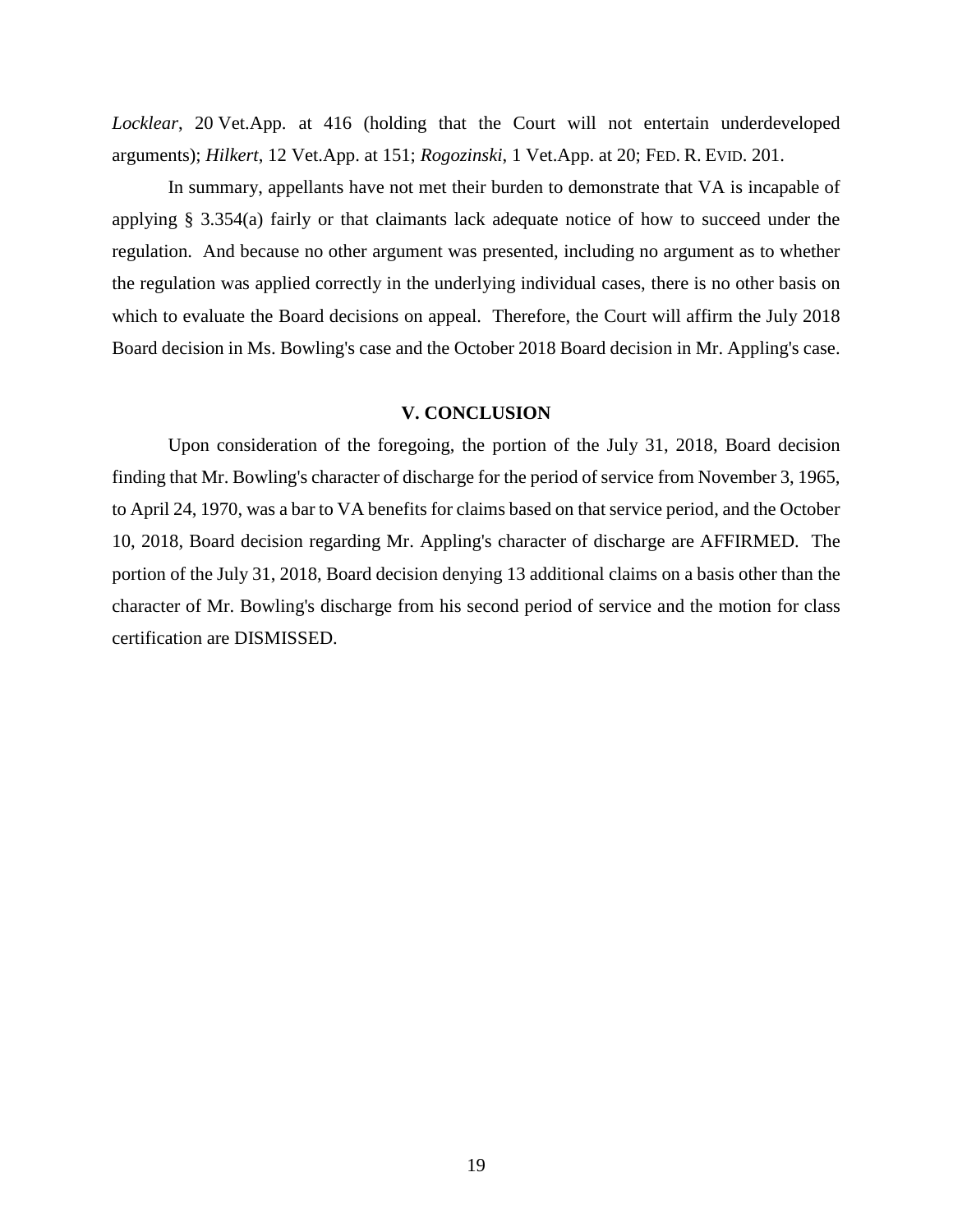*Locklear*, 20 Vet.App. at 416 (holding that the Court will not entertain underdeveloped arguments); *Hilkert*, 12 Vet.App. at 151; *Rogozinski*, 1 Vet.App. at 20; FED. R. EVID. 201.

In summary, appellants have not met their burden to demonstrate that VA is incapable of applying § 3.354(a) fairly or that claimants lack adequate notice of how to succeed under the regulation. And because no other argument was presented, including no argument as to whether the regulation was applied correctly in the underlying individual cases, there is no other basis on which to evaluate the Board decisions on appeal. Therefore, the Court will affirm the July 2018 Board decision in Ms. Bowling's case and the October 2018 Board decision in Mr. Appling's case.

## V. CONCLUSION

Upon consideration of the foregoing, the portion of the July 31, 2018, Board decision finding that Mr. Bowling's character of discharge for the period of service from November 3, 1965, to April 24, 1970, was a bar to VA benefits for claims based on that service period, and the October 10, 2018, Board decision regarding Mr. Appling's character of discharge are AFFIRMED. The portion of the July 31, 2018, Board decision denying 13 additional claims on a basis other than the character of Mr. Bowling's discharge from his second period of service and the motion for class certification are DISMISSED.